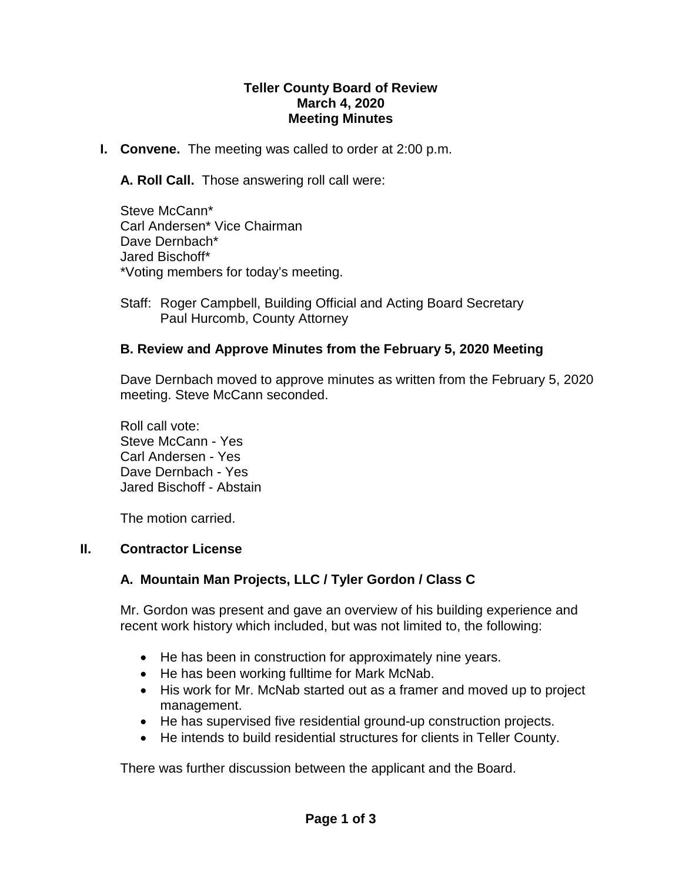**Teller County Board of Review**
**March 4, 2020**
**Meeting Minutes**

**I. Convene.** The meeting was called to order at 2:00 p.m.

**A. Roll Call.** Those answering roll call were:

Steve McCann*
Carl Andersen* Vice Chairman
Dave Dernbach*
Jared Bischoff*
*Voting members for today's meeting.

Staff: Roger Campbell, Building Official and Acting Board Secretary
Paul Hurcomb, County Attorney

**B. Review and Approve Minutes from the February 5, 2020 Meeting**

Dave Dernbach moved to approve minutes as written from the February 5, 2020 meeting. Steve McCann seconded.

Roll call vote:
Steve McCann - Yes
Carl Andersen - Yes
Dave Dernbach - Yes
Jared Bischoff - Abstain

The motion carried.

**II. Contractor License**

**A. Mountain Man Projects, LLC / Tyler Gordon / Class C**

Mr. Gordon was present and gave an overview of his building experience and recent work history which included, but was not limited to, the following:

- He has been in construction for approximately nine years.
- He has been working fulltime for Mark McNab.
- His work for Mr. McNab started out as a framer and moved up to project management.
- He has supervised five residential ground-up construction projects.
- He intends to build residential structures for clients in Teller County.

There was further discussion between the applicant and the Board.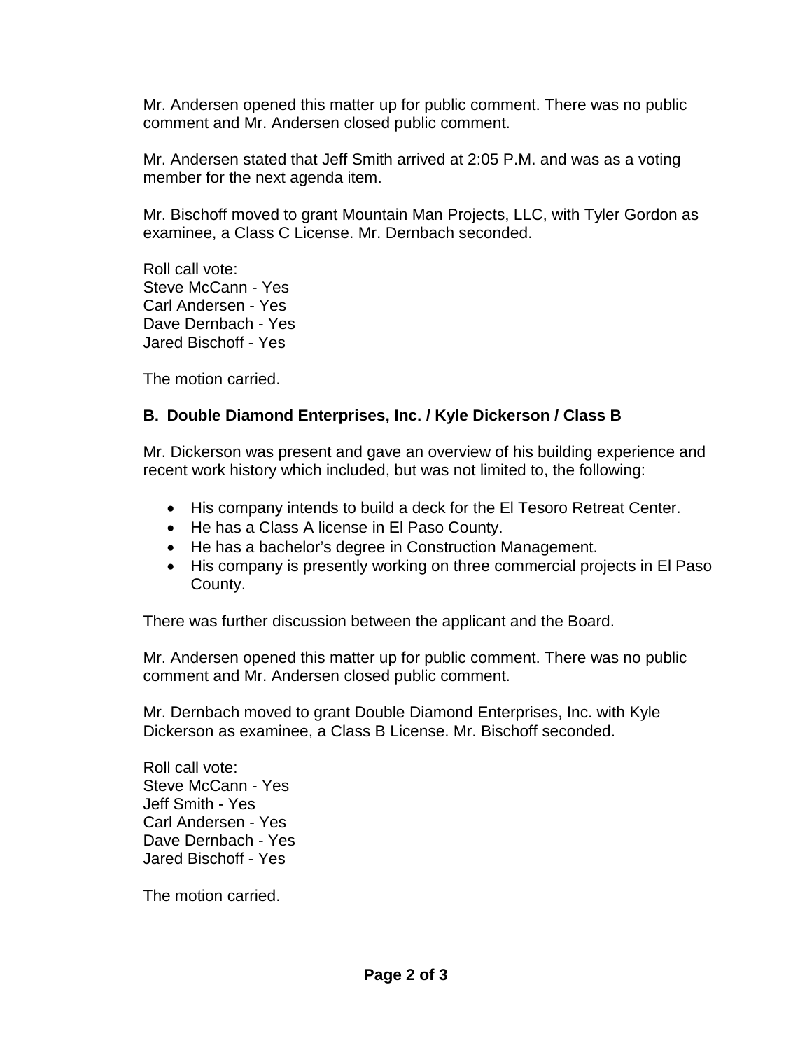Mr. Andersen opened this matter up for public comment. There was no public comment and Mr. Andersen closed public comment.

Mr. Andersen stated that Jeff Smith arrived at 2:05 P.M. and was as a voting member for the next agenda item.

Mr. Bischoff moved to grant Mountain Man Projects, LLC, with Tyler Gordon as examinee, a Class C License. Mr. Dernbach seconded.

Roll call vote:
Steve McCann - Yes
Carl Andersen - Yes
Dave Dernbach - Yes
Jared Bischoff - Yes

The motion carried.

**B. Double Diamond Enterprises, Inc. / Kyle Dickerson / Class B**

Mr. Dickerson was present and gave an overview of his building experience and recent work history which included, but was not limited to, the following:

- His company intends to build a deck for the El Tesoro Retreat Center.
- He has a Class A license in El Paso County.
- He has a bachelor's degree in Construction Management.
- His company is presently working on three commercial projects in El Paso County.

There was further discussion between the applicant and the Board.

Mr. Andersen opened this matter up for public comment. There was no public comment and Mr. Andersen closed public comment.

Mr. Dernbach moved to grant Double Diamond Enterprises, Inc. with Kyle Dickerson as examinee, a Class B License. Mr. Bischoff seconded.

Roll call vote:
Steve McCann - Yes
Jeff Smith - Yes
Carl Andersen - Yes
Dave Dernbach - Yes
Jared Bischoff - Yes

The motion carried.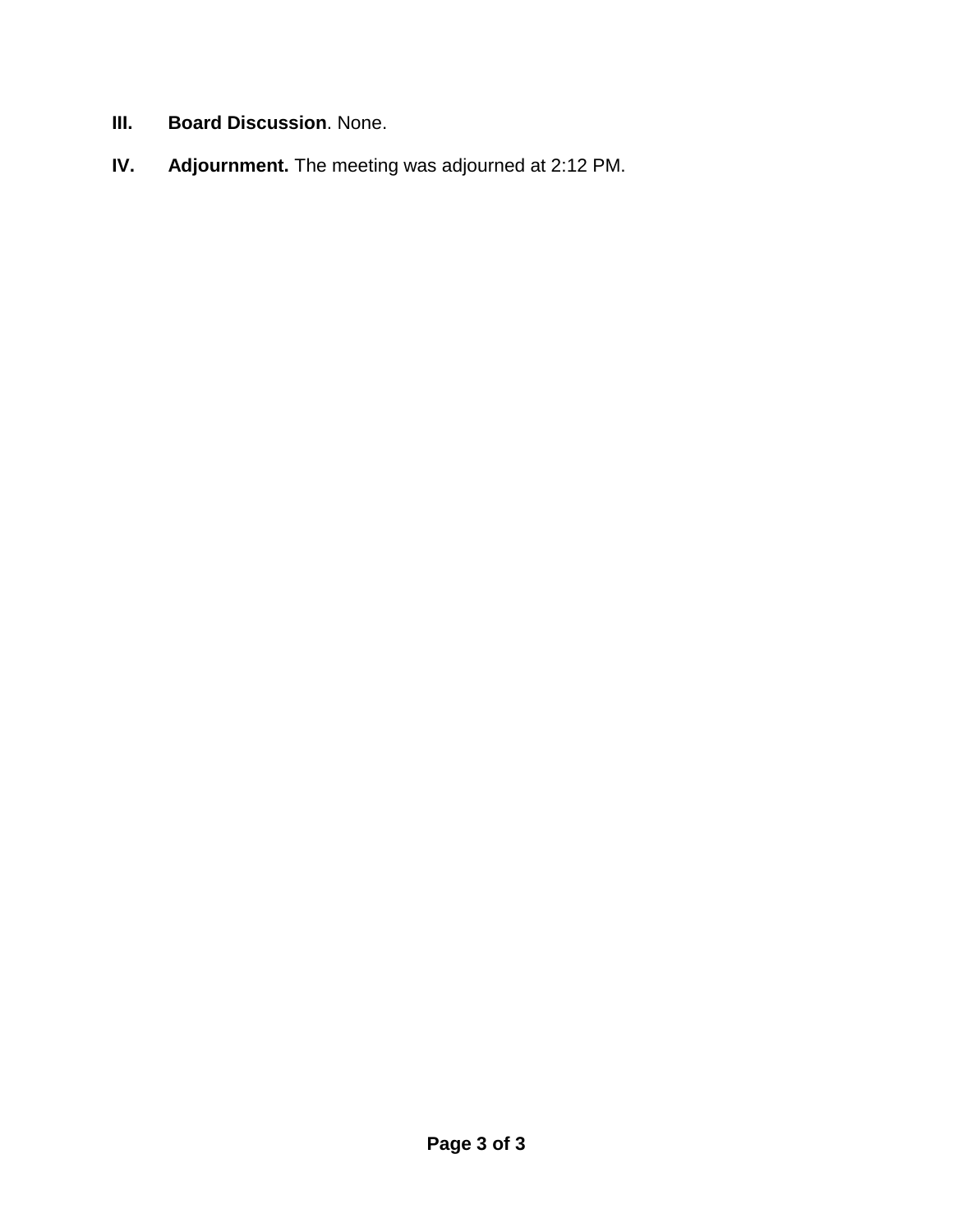**III.** **Board Discussion**. None.

**IV.** **Adjournment.** The meeting was adjourned at 2:12 PM.